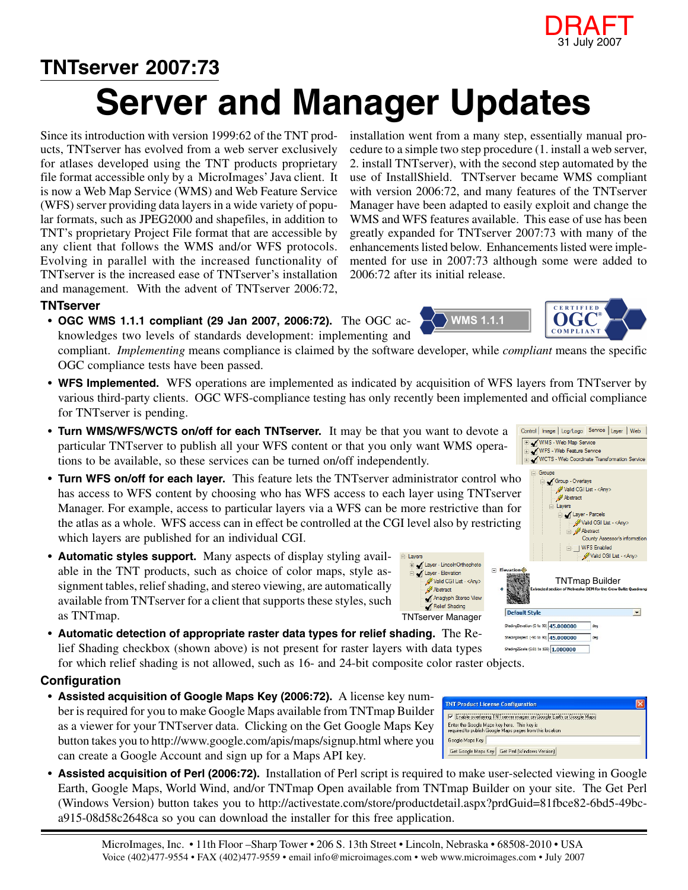DRAFT
31 July 2007

## TNTserver 2007:73

# Server and Manager Updates

Since its introduction with version 1999:62 of the TNT products, TNTserver has evolved from a web server exclusively for atlases developed using the TNT products proprietary file format accessible only by a MicroImages' Java client. It is now a Web Map Service (WMS) and Web Feature Service (WFS) server providing data layers in a wide variety of popular formats, such as JPEG2000 and shapefiles, in addition to TNT's proprietary Project File format that are accessible by any client that follows the WMS and/or WFS protocols. Evolving in parallel with the increased functionality of TNTserver is the increased ease of TNTserver's installation and management. With the advent of TNTserver 2006:72, installation went from a many step, essentially manual procedure to a simple two step procedure (1. install a web server, 2. install TNTserver), with the second step automated by the use of InstallShield. TNTserver became WMS compliant with version 2006:72, and many features of the TNTserver Manager have been adapted to easily exploit and change the WMS and WFS features available. This ease of use has been greatly expanded for TNTserver 2007:73 with many of the enhancements listed below. Enhancements listed were implemented for use in 2007:73 although some were added to 2006:72 after its initial release.

### TNTserver

- **OGC WMS 1.1.1 compliant (29 Jan 2007, 2006:72).** The OGC acknowledges two levels of standards development: implementing and compliant. *Implementing* means compliance is claimed by the software developer, while *compliant* means the specific OGC compliance tests have been passed.
- **WFS Implemented.** WFS operations are implemented as indicated by acquisition of WFS layers from TNTserver by various third-party clients. OGC WFS-compliance testing has only recently been implemented and official compliance for TNTserver is pending.
- **Turn WMS/WFS/WCTS on/off for each TNTserver.** It may be that you want to devote a particular TNTserver to publish all your WFS content or that you only want WMS operations to be available, so these services can be turned on/off independently.
- **Turn WFS on/off for each layer.** This feature lets the TNTserver administrator control who has access to WFS content by choosing who has WFS access to each layer using TNTserver Manager. For example, access to particular layers via a WFS can be more restrictive than for the atlas as a whole. WFS access can in effect be controlled at the CGI level also by restricting which layers are published for an individual CGI.
- **Automatic styles support.** Many aspects of display styling available in the TNT products, such as choice of color maps, style assignment tables, relief shading, and stereo viewing, are automatically available from TNTserver for a client that supports these styles, such as TNTmap.

TNTserver Manager

TNTmap Builder

- **Automatic detection of appropriate raster data types for relief shading.** The Relief Shading checkbox (shown above) is not present for raster layers with data types for which relief shading is not allowed, such as 16- and 24-bit composite color raster objects.

### Configuration

- **Assisted acquisition of Google Maps Key (2006:72).** A license key number is required for you to make Google Maps available from TNTmap Builder as a viewer for your TNTserver data. Clicking on the Get Google Maps Key button takes you to http://www.google.com/apis/maps/signup.html where you can create a Google Account and sign up for a Maps API key.
- **Assisted acquisition of Perl (2006:72).** Installation of Perl script is required to make user-selected viewing in Google Earth, Google Maps, World Wind, and/or TNTmap Open available from TNTmap Builder on your site. The Get Perl (Windows Version) button takes you to http://activestate.com/store/productdetail.aspx?prdGuid=81fbce82-6bd5-49bc-a915-08d58c2648ca so you can download the installer for this free application.

MicroImages, Inc. • 11th Floor –Sharp Tower • 206 S. 13th Street • Lincoln, Nebraska • 68508-2010 • USA
Voice (402)477-9554 • FAX (402)477-9559 • email info@microimages.com • web www.microimages.com • July 2007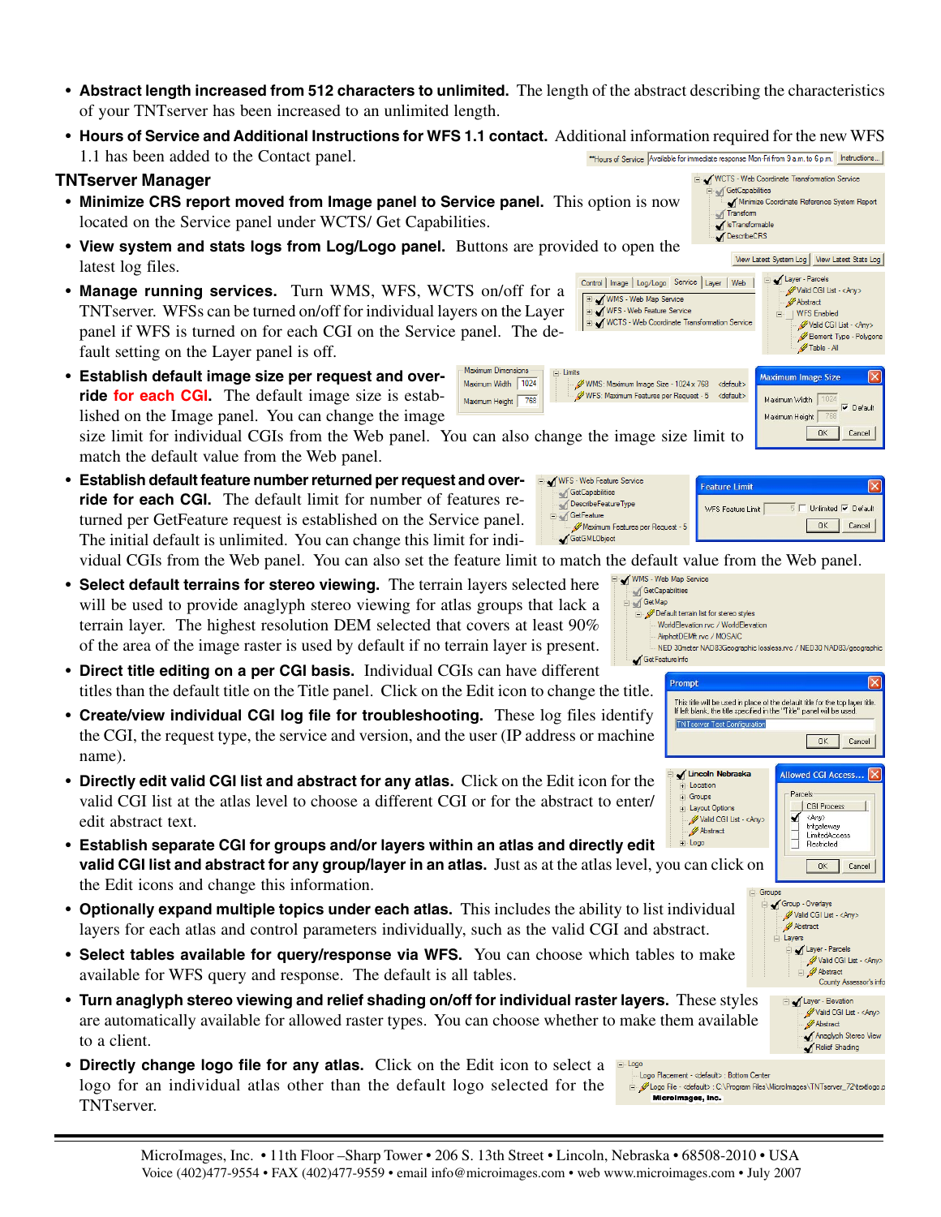- **Abstract length increased from 512 characters to unlimited.** The length of the abstract describing the characteristics of your TNTserver has been increased to an unlimited length.
- **Hours of Service and Additional Instructions for WFS 1.1 contact.** Additional information required for the new WFS 1.1 has been added to the Contact panel.

## TNTserver Manager

- **Minimize CRS report moved from Image panel to Service panel.** This option is now located on the Service panel under WCTS/ Get Capabilities.
- **View system and stats logs from Log/Logo panel.** Buttons are provided to open the latest log files.
- **Manage running services.** Turn WMS, WFS, WCTS on/off for a TNTserver. WFSs can be turned on/off for individual layers on the Layer panel if WFS is turned on for each CGI on the Service panel. The default setting on the Layer panel is off.
- **Establish default image size per request and override for each CGI.** The default image size is established on the Image panel. You can change the image size limit for individual CGIs from the Web panel. You can also change the image size limit to match the default value from the Web panel.
- **Establish default feature number returned per request and override for each CGI.** The default limit for number of features returned per GetFeature request is established on the Service panel. The initial default is unlimited. You can change this limit for individual CGIs from the Web panel. You can also set the feature limit to match the default value from the Web panel.
- **Select default terrains for stereo viewing.** The terrain layers selected here will be used to provide anaglyph stereo viewing for atlas groups that lack a terrain layer. The highest resolution DEM selected that covers at least 90% of the area of the image raster is used by default if no terrain layer is present.
- **Direct title editing on a per CGI basis.** Individual CGIs can have different titles than the default title on the Title panel. Click on the Edit icon to change the title.
- **Create/view individual CGI log file for troubleshooting.** These log files identify the CGI, the request type, the service and version, and the user (IP address or machine name).
- **Directly edit valid CGI list and abstract for any atlas.** Click on the Edit icon for the valid CGI list at the atlas level to choose a different CGI or for the abstract to enter/edit abstract text.
- **Establish separate CGI for groups and/or layers within an atlas and directly edit valid CGI list and abstract for any group/layer in an atlas.** Just as at the atlas level, you can click on the Edit icons and change this information.
- **Optionally expand multiple topics under each atlas.** This includes the ability to list individual layers for each atlas and control parameters individually, such as the valid CGI and abstract.
- **Select tables available for query/response via WFS.** You can choose which tables to make available for WFS query and response. The default is all tables.
- **Turn anaglyph stereo viewing and relief shading on/off for individual raster layers.** These styles are automatically available for allowed raster types. You can choose whether to make them available to a client.
- **Directly change logo file for any atlas.** Click on the Edit icon to select a logo for an individual atlas other than the default logo selected for the TNTserver.

MicroImages, Inc. • 11th Floor –Sharp Tower • 206 S. 13th Street • Lincoln, Nebraska • 68508-2010 • USA
Voice (402)477-9554 • FAX (402)477-9559 • email info@microimages.com • web www.microimages.com • July 2007